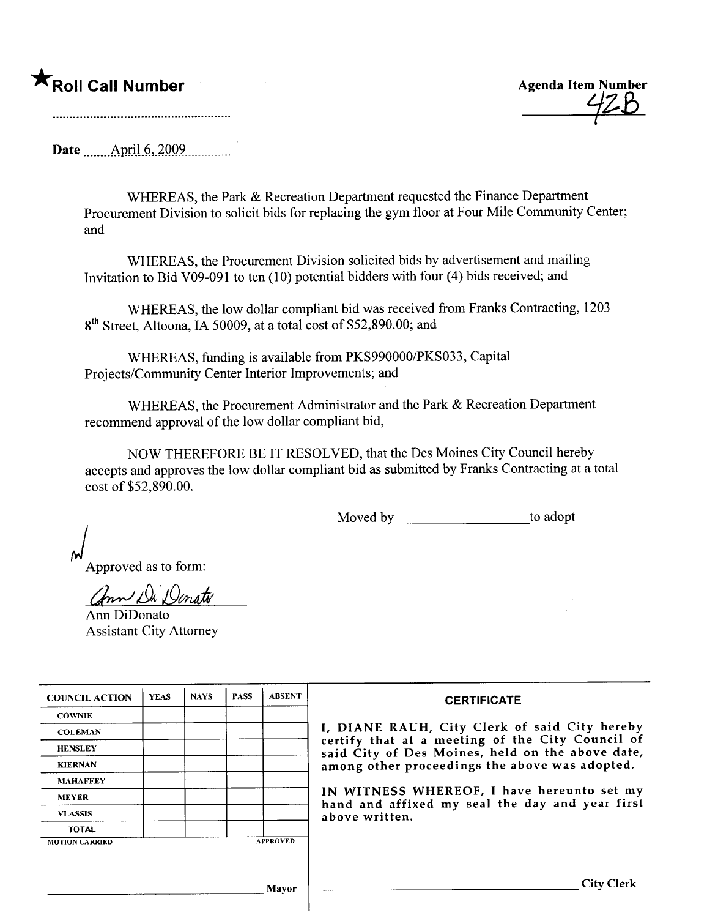★**Roll Call Number**

..........................................................

**Agenda Item Number**

42B

Date ........April 6, 2009............

WHEREAS, the Park & Recreation Department requested the Finance Department Procurement Division to solicit bids for replacing the gym floor at Four Mile Community Center; and

WHEREAS, the Procurement Division solicited bids by advertisement and mailing Invitation to Bid V09-091 to ten (10) potential bidders with four (4) bids received; and

WHEREAS, the low dollar compliant bid was received from Franks Contracting, 1203 8th Street, Altoona, IA 50009, at a total cost of $52,890.00; and

WHEREAS, funding is available from PKS990000/PKS033, Capital Projects/Community Center Interior Improvements; and

WHEREAS, the Procurement Administrator and the Park & Recreation Department recommend approval of the low dollar compliant bid,

NOW THEREFORE BE IT RESOLVED, that the Des Moines City Council hereby accepts and approves the low dollar compliant bid as submitted by Franks Contracting at a total cost of $52,890.00.

Moved by ____________________ to adopt

Approved as to form:

Ann DiDonato
Assistant City Attorney

| COUNCIL ACTION | YEAS | NAYS | PASS | ABSENT |
|---|---|---|---|---|
| COWNIE | | | | |
| COLEMAN | | | | |
| HENSLEY | | | | |
| KIERNAN | | | | |
| MAHAFFEY | | | | |
| MEYER | | | | |
| VLASSIS | | | | |
| TOTAL | | | | |

MOTION CARRIED APPROVED

______________________________ Mayor

**CERTIFICATE**

I, DIANE RAUH, City Clerk of said City hereby certify that at a meeting of the City Council of said City of Des Moines, held on the above date, among other proceedings the above was adopted.

IN WITNESS WHEREOF, I have hereunto set my hand and affixed my seal the day and year first above written.

______________________________ City Clerk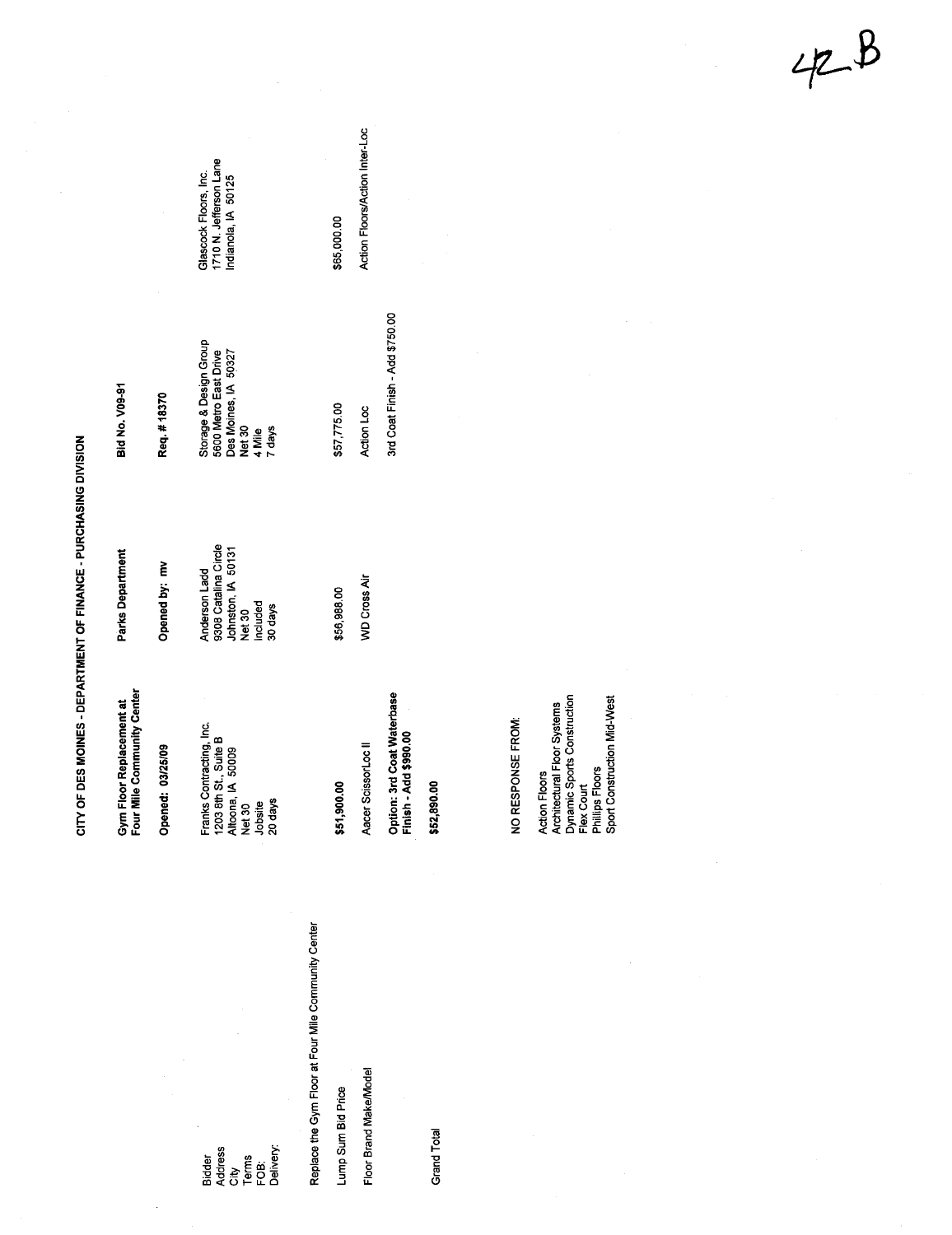42B

# CITY OF DES MOINES - DEPARTMENT OF FINANCE - PURCHASING DIVISION

| | | | | |
|---|---|---|---|---|
| | **Gym Floor Replacement at Four Mile Community Center** | **Parks Department** | **Bid No. V09-91** | |
| | **Opened: 03/25/09** | **Opened by: mv** | **Req. # 18370** | |
| Bidder<br>Address<br>City<br>Terms<br>FOB:<br>Delivery: | Franks Contracting, Inc.<br>1203 8th St., Suite B<br>Altoona, IA 50009<br>Net 30<br>Jobsite<br>20 days | Anderson Ladd<br>9308 Catalina Circle<br>Johnston, IA 50131<br>Net 30<br>Included<br>30 days | Storage & Design Group<br>5600 Metro East Drive<br>Des Moines, IA 50327<br>Net 30<br>4 Mile<br>7 days | Glascock Floors, Inc.<br>1710 N. Jefferson Lane<br>Indianola, IA 50125 |
| Replace the Gym Floor at Four Mile Community Center | | | | |
| Lump Sum Bid Price | **$51,900.00** | $56,988.00 | $57,775.00 | $65,000.00 |
| Floor Brand Make/Model | Aacer ScissorLoc II | WD Cross Air | Action Loc | Action Floors/Action Inter-Loc |
| | **Option: 3rd Coat Waterbase Finish - Add $990.00** | | 3rd Coat Finish - Add $750.00 | |
| Grand Total | **$52,890.00** | | | |

NO RESPONSE FROM:

Action Floors
Architectural Floor Systems
Dynamic Sports Construction
Flex Court
Phillips Floors
Sport Construction Mid-West